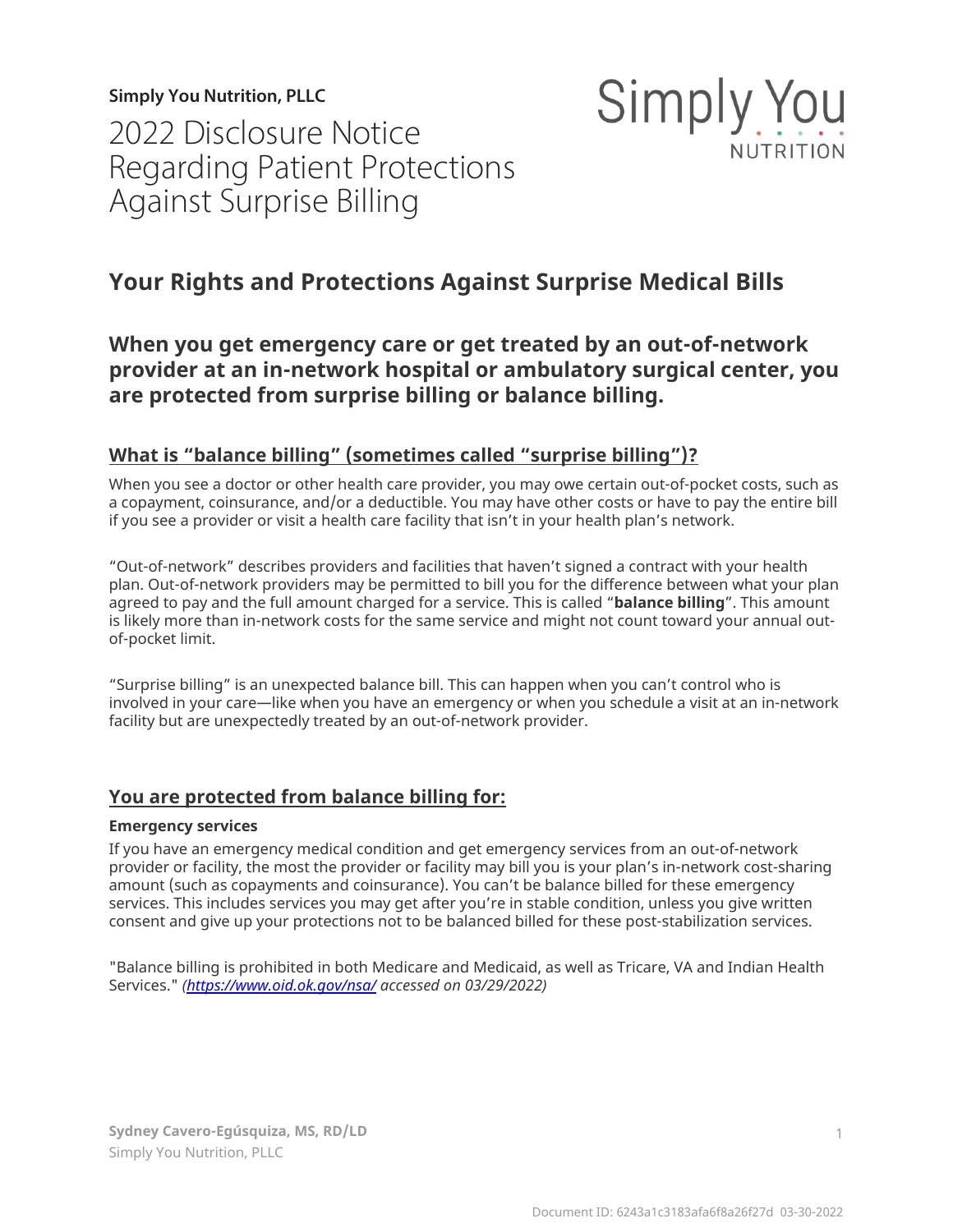**Simply You Nutrition, PLLC**

# 2022 Disclosure Notice Regarding Patient Protections Against Surprise Billing

Simply You NUTRITION

## Your Rights and Protections Against Surprise Medical Bills

### When you get emergency care or get treated by an out-of-network provider at an in-network hospital or ambulatory surgical center, you are protected from surprise billing or balance billing.

#### What is "balance billing" (sometimes called "surprise billing")?

When you see a doctor or other health care provider, you may owe certain out-of-pocket costs, such as a copayment, coinsurance, and/or a deductible. You may have other costs or have to pay the entire bill if you see a provider or visit a health care facility that isn't in your health plan's network.

"Out-of-network" describes providers and facilities that haven't signed a contract with your health plan. Out-of-network providers may be permitted to bill you for the difference between what your plan agreed to pay and the full amount charged for a service. This is called "**balance billing**". This amount is likely more than in-network costs for the same service and might not count toward your annual out-of-pocket limit.

"Surprise billing" is an unexpected balance bill. This can happen when you can't control who is involved in your care—like when you have an emergency or when you schedule a visit at an in-network facility but are unexpectedly treated by an out-of-network provider.

#### You are protected from balance billing for:

**Emergency services**

If you have an emergency medical condition and get emergency services from an out-of-network provider or facility, the most the provider or facility may bill you is your plan's in-network cost-sharing amount (such as copayments and coinsurance). You can't be balance billed for these emergency services. This includes services you may get after you're in stable condition, unless you give written consent and give up your protections not to be balanced billed for these post-stabilization services.

"Balance billing is prohibited in both Medicare and Medicaid, as well as Tricare, VA and Indian Health Services." *([https://www.oid.ok.gov/nsa/](https://www.oid.ok.gov/nsa/) accessed on 03/29/2022)*

**Sydney Cavero-Egúsquiza, MS, RD/LD**
Simply You Nutrition, PLLC

Document ID: 6243a1c3183afa6f8a26f27d 03-30-2022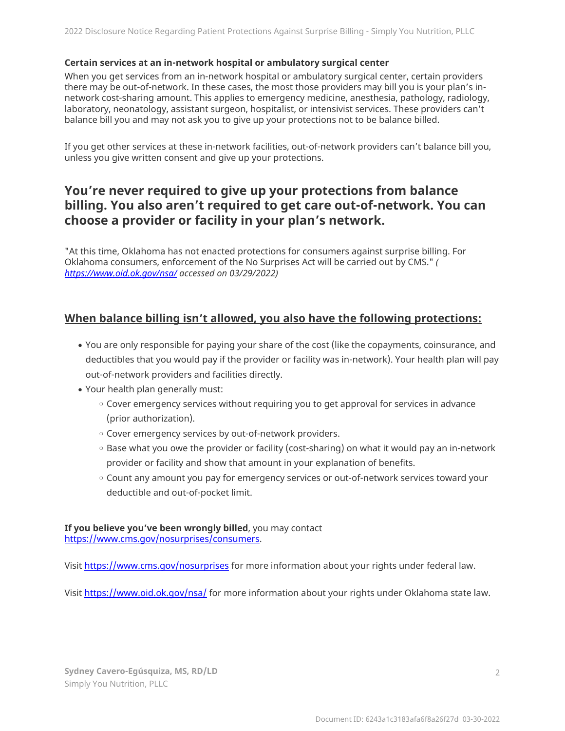**Certain services at an in-network hospital or ambulatory surgical center**

When you get services from an in-network hospital or ambulatory surgical center, certain providers there may be out-of-network. In these cases, the most those providers may bill you is your plan's in-network cost-sharing amount. This applies to emergency medicine, anesthesia, pathology, radiology, laboratory, neonatology, assistant surgeon, hospitalist, or intensivist services. These providers can't balance bill you and may not ask you to give up your protections not to be balance billed.

If you get other services at these in-network facilities, out-of-network providers can't balance bill you, unless you give written consent and give up your protections.

## You're never required to give up your protections from balance billing. You also aren't required to get care out-of-network. You can choose a provider or facility in your plan's network.

"At this time, Oklahoma has not enacted protections for consumers against surprise billing. For Oklahoma consumers, enforcement of the No Surprises Act will be carried out by CMS." *( https://www.oid.ok.gov/nsa/ accessed on 03/29/2022)*

### When balance billing isn't allowed, you also have the following protections:

- You are only responsible for paying your share of the cost (like the copayments, coinsurance, and deductibles that you would pay if the provider or facility was in-network). Your health plan will pay out-of-network providers and facilities directly.
- Your health plan generally must:
  - Cover emergency services without requiring you to get approval for services in advance (prior authorization).
  - Cover emergency services by out-of-network providers.
  - Base what you owe the provider or facility (cost-sharing) on what it would pay an in-network provider or facility and show that amount in your explanation of benefits.
  - Count any amount you pay for emergency services or out-of-network services toward your deductible and out-of-pocket limit.

**If you believe you've been wrongly billed**, you may contact https://www.cms.gov/nosurprises/consumers.

Visit https://www.cms.gov/nosurprises for more information about your rights under federal law.

Visit https://www.oid.ok.gov/nsa/ for more information about your rights under Oklahoma state law.

**Sydney Cavero-Egúsquiza, MS, RD/LD**
Simply You Nutrition, PLLC